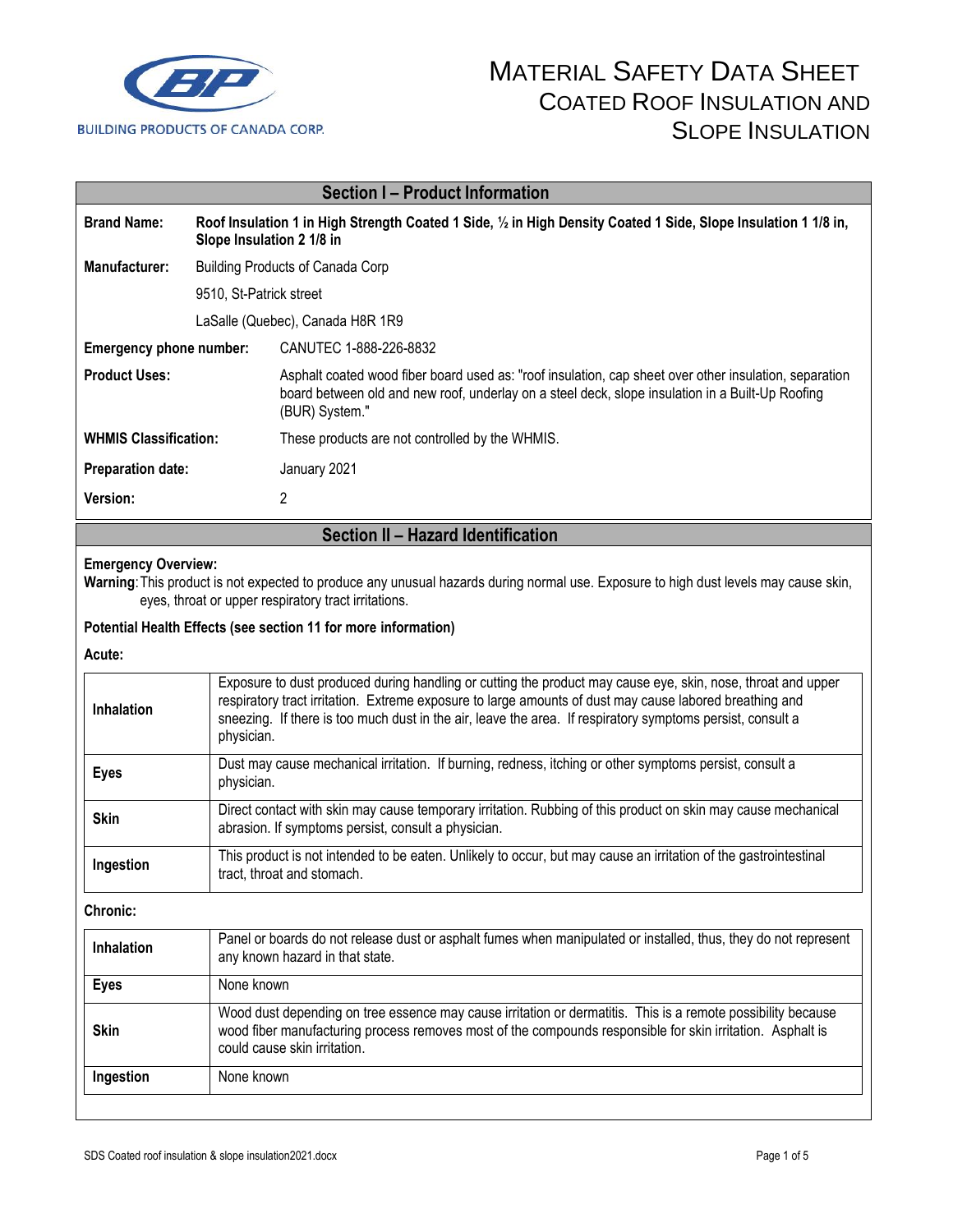BUILDING PRODUCTS OF CANADA CORP.

# MATERIAL SAFETY DATA SHEET
## COATED ROOF INSULATION AND SLOPE INSULATION

## Section I – Product Information

| | |
|---|---|
| **Brand Name:** | **Roof Insulation 1 in High Strength Coated 1 Side, ½ in High Density Coated 1 Side, Slope Insulation 1 1/8 in, Slope Insulation 2 1/8 in** |
| **Manufacturer:** | Building Products of Canada Corp<br>9510, St-Patrick street<br>LaSalle (Quebec), Canada H8R 1R9 |
| **Emergency phone number:** | CANUTEC 1-888-226-8832 |
| **Product Uses:** | Asphalt coated wood fiber board used as: "roof insulation, cap sheet over other insulation, separation board between old and new roof, underlay on a steel deck, slope insulation in a Built-Up Roofing (BUR) System." |
| **WHMIS Classification:** | These products are not controlled by the WHMIS. |
| **Preparation date:** | January 2021 |
| **Version:** | 2 |

## Section II – Hazard Identification

**Emergency Overview:**

**Warning**: This product is not expected to produce any unusual hazards during normal use. Exposure to high dust levels may cause skin, eyes, throat or upper respiratory tract irritations.

**Potential Health Effects (see section 11 for more information)**

**Acute:**

| | |
|---|---|
| **Inhalation** | Exposure to dust produced during handling or cutting the product may cause eye, skin, nose, throat and upper respiratory tract irritation. Extreme exposure to large amounts of dust may cause labored breathing and sneezing. If there is too much dust in the air, leave the area. If respiratory symptoms persist, consult a physician. |
| **Eyes** | Dust may cause mechanical irritation. If burning, redness, itching or other symptoms persist, consult a physician. |
| **Skin** | Direct contact with skin may cause temporary irritation. Rubbing of this product on skin may cause mechanical abrasion. If symptoms persist, consult a physician. |
| **Ingestion** | This product is not intended to be eaten. Unlikely to occur, but may cause an irritation of the gastrointestinal tract, throat and stomach. |

**Chronic:**

| | |
|---|---|
| **Inhalation** | Panel or boards do not release dust or asphalt fumes when manipulated or installed, thus, they do not represent any known hazard in that state. |
| **Eyes** | None known |
| **Skin** | Wood dust depending on tree essence may cause irritation or dermatitis. This is a remote possibility because wood fiber manufacturing process removes most of the compounds responsible for skin irritation. Asphalt is could cause skin irritation. |
| **Ingestion** | None known |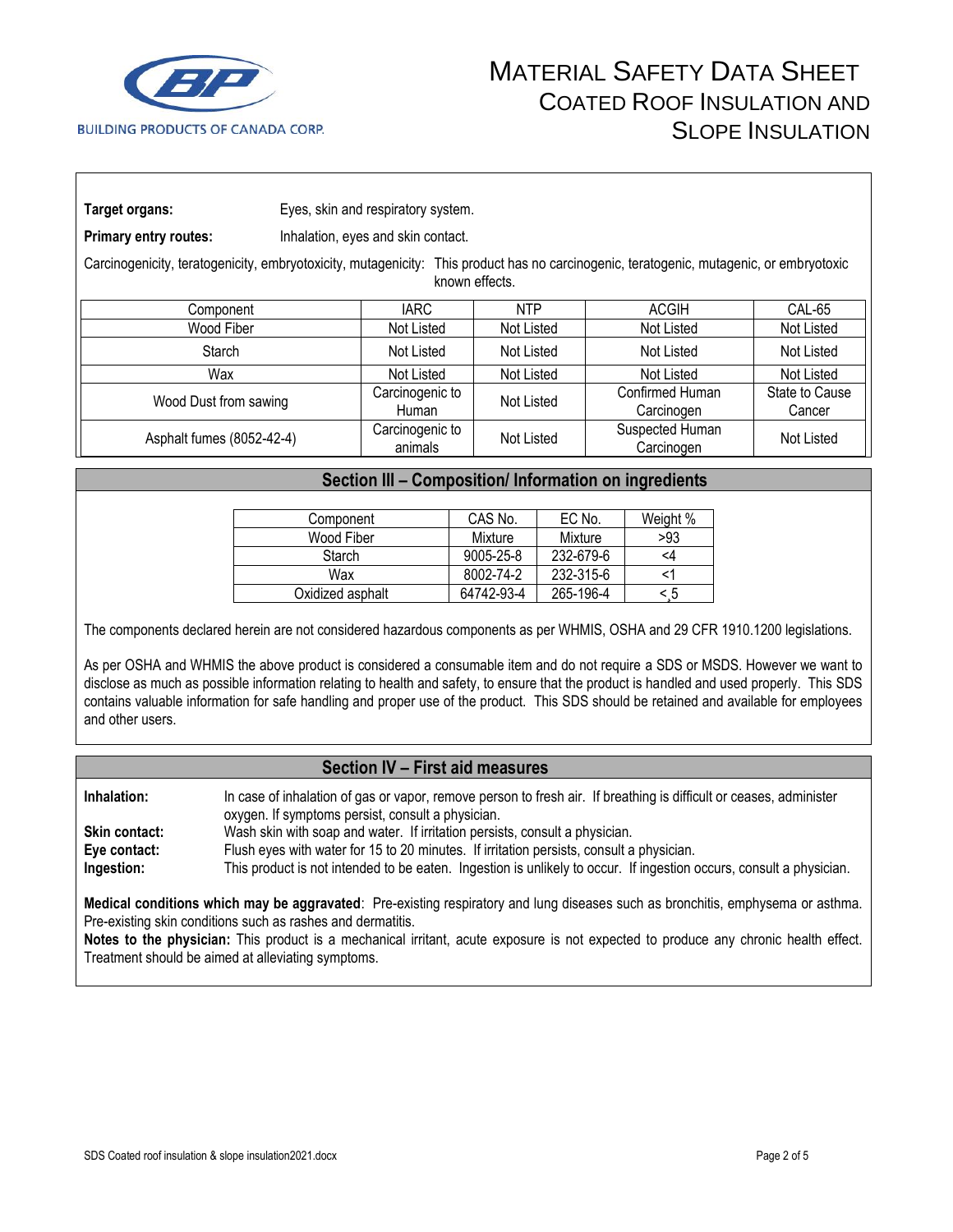**Target organs:** Eyes, skin and respiratory system.

**Primary entry routes:** Inhalation, eyes and skin contact.

Carcinogenicity, teratogenicity, embryotoxicity, mutagenicity: This product has no carcinogenic, teratogenic, mutagenic, or embryotoxic known effects.

| Component | IARC | NTP | ACGIH | CAL-65 |
|---|---|---|---|---|
| Wood Fiber | Not Listed | Not Listed | Not Listed | Not Listed |
| Starch | Not Listed | Not Listed | Not Listed | Not Listed |
| Wax | Not Listed | Not Listed | Not Listed | Not Listed |
| Wood Dust from sawing | Carcinogenic to Human | Not Listed | Confirmed Human Carcinogen | State to Cause Cancer |
| Asphalt fumes (8052-42-4) | Carcinogenic to animals | Not Listed | Suspected Human Carcinogen | Not Listed |

## Section III – Composition/ Information on ingredients

| Component | CAS No. | EC No. | Weight % |
|---|---|---|---|
| Wood Fiber | Mixture | Mixture | >93 |
| Starch | 9005-25-8 | 232-679-6 | <4 |
| Wax | 8002-74-2 | 232-315-6 | <1 |
| Oxidized asphalt | 64742-93-4 | 265-196-4 | <¸5 |

The components declared herein are not considered hazardous components as per WHMIS, OSHA and 29 CFR 1910.1200 legislations.

As per OSHA and WHMIS the above product is considered a consumable item and do not require a SDS or MSDS. However we want to disclose as much as possible information relating to health and safety, to ensure that the product is handled and used properly. This SDS contains valuable information for safe handling and proper use of the product. This SDS should be retained and available for employees and other users.

## Section IV – First aid measures

**Inhalation:** In case of inhalation of gas or vapor, remove person to fresh air. If breathing is difficult or ceases, administer oxygen. If symptoms persist, consult a physician.

**Skin contact:** Wash skin with soap and water. If irritation persists, consult a physician.

**Eye contact:** Flush eyes with water for 15 to 20 minutes. If irritation persists, consult a physician.

**Ingestion:** This product is not intended to be eaten. Ingestion is unlikely to occur. If ingestion occurs, consult a physician.

**Medical conditions which may be aggravated**: Pre-existing respiratory and lung diseases such as bronchitis, emphysema or asthma. Pre-existing skin conditions such as rashes and dermatitis.

**Notes to the physician:** This product is a mechanical irritant, acute exposure is not expected to produce any chronic health effect. Treatment should be aimed at alleviating symptoms.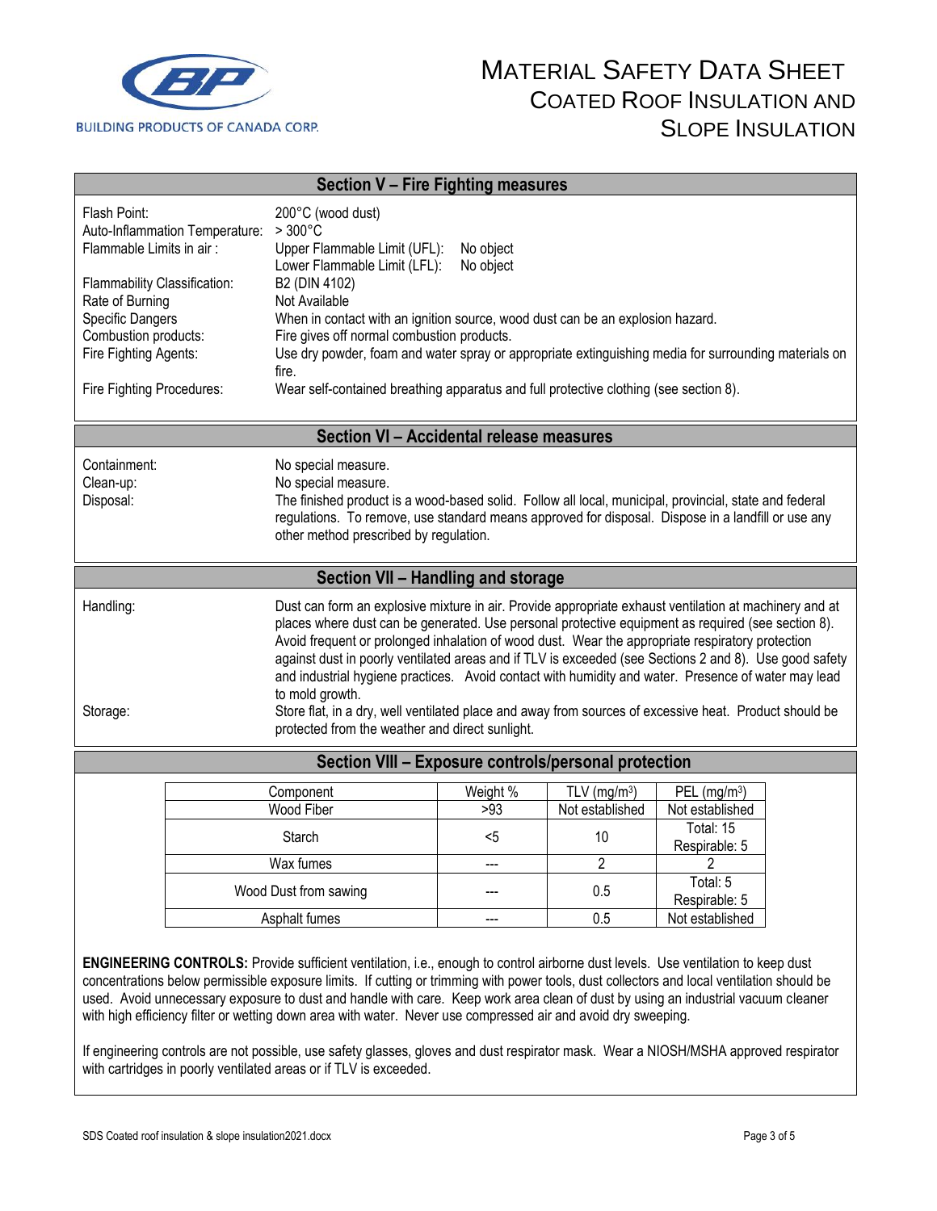# MATERIAL SAFETY DATA SHEET
## COATED ROOF INSULATION AND SLOPE INSULATION

BUILDING PRODUCTS OF CANADA CORP.

## Section V – Fire Fighting measures

| | |
|---|---|
| Flash Point: | 200°C (wood dust) |
| Auto-Inflammation Temperature: | > 300°C |
| Flammable Limits in air : | Upper Flammable Limit (UFL): No object<br>Lower Flammable Limit (LFL): No object |
| Flammability Classification: | B2 (DIN 4102) |
| Rate of Burning | Not Available |
| Specific Dangers | When in contact with an ignition source, wood dust can be an explosion hazard. |
| Combustion products: | Fire gives off normal combustion products. |
| Fire Fighting Agents: | Use dry powder, foam and water spray or appropriate extinguishing media for surrounding materials on fire. |
| Fire Fighting Procedures: | Wear self-contained breathing apparatus and full protective clothing (see section 8). |

## Section VI – Accidental release measures

| | |
|---|---|
| Containment: | No special measure. |
| Clean-up: | No special measure. |
| Disposal: | The finished product is a wood-based solid. Follow all local, municipal, provincial, state and federal regulations. To remove, use standard means approved for disposal. Dispose in a landfill or use any other method prescribed by regulation. |

## Section VII – Handling and storage

| | |
|---|---|
| Handling: | Dust can form an explosive mixture in air. Provide appropriate exhaust ventilation at machinery and at places where dust can be generated. Use personal protective equipment as required (see section 8). Avoid frequent or prolonged inhalation of wood dust. Wear the appropriate respiratory protection against dust in poorly ventilated areas and if TLV is exceeded (see Sections 2 and 8). Use good safety and industrial hygiene practices. Avoid contact with humidity and water. Presence of water may lead to mold growth. |
| Storage: | Store flat, in a dry, well ventilated place and away from sources of excessive heat. Product should be protected from the weather and direct sunlight. |

## Section VIII – Exposure controls/personal protection

| Component | Weight % | TLV (mg/m$^3$) | PEL (mg/m$^3$) |
|---|---|---|---|
| Wood Fiber | >93 | Not established | Not established |
| Starch | <5 | 10 | Total: 15<br>Respirable: 5 |
| Wax fumes | --- | 2 | 2 |
| Wood Dust from sawing | --- | 0.5 | Total: 5<br>Respirable: 5 |
| Asphalt fumes | --- | 0.5 | Not established |

**ENGINEERING CONTROLS:** Provide sufficient ventilation, i.e., enough to control airborne dust levels. Use ventilation to keep dust concentrations below permissible exposure limits. If cutting or trimming with power tools, dust collectors and local ventilation should be used. Avoid unnecessary exposure to dust and handle with care. Keep work area clean of dust by using an industrial vacuum cleaner with high efficiency filter or wetting down area with water. Never use compressed air and avoid dry sweeping.

If engineering controls are not possible, use safety glasses, gloves and dust respirator mask. Wear a NIOSH/MSHA approved respirator with cartridges in poorly ventilated areas or if TLV is exceeded.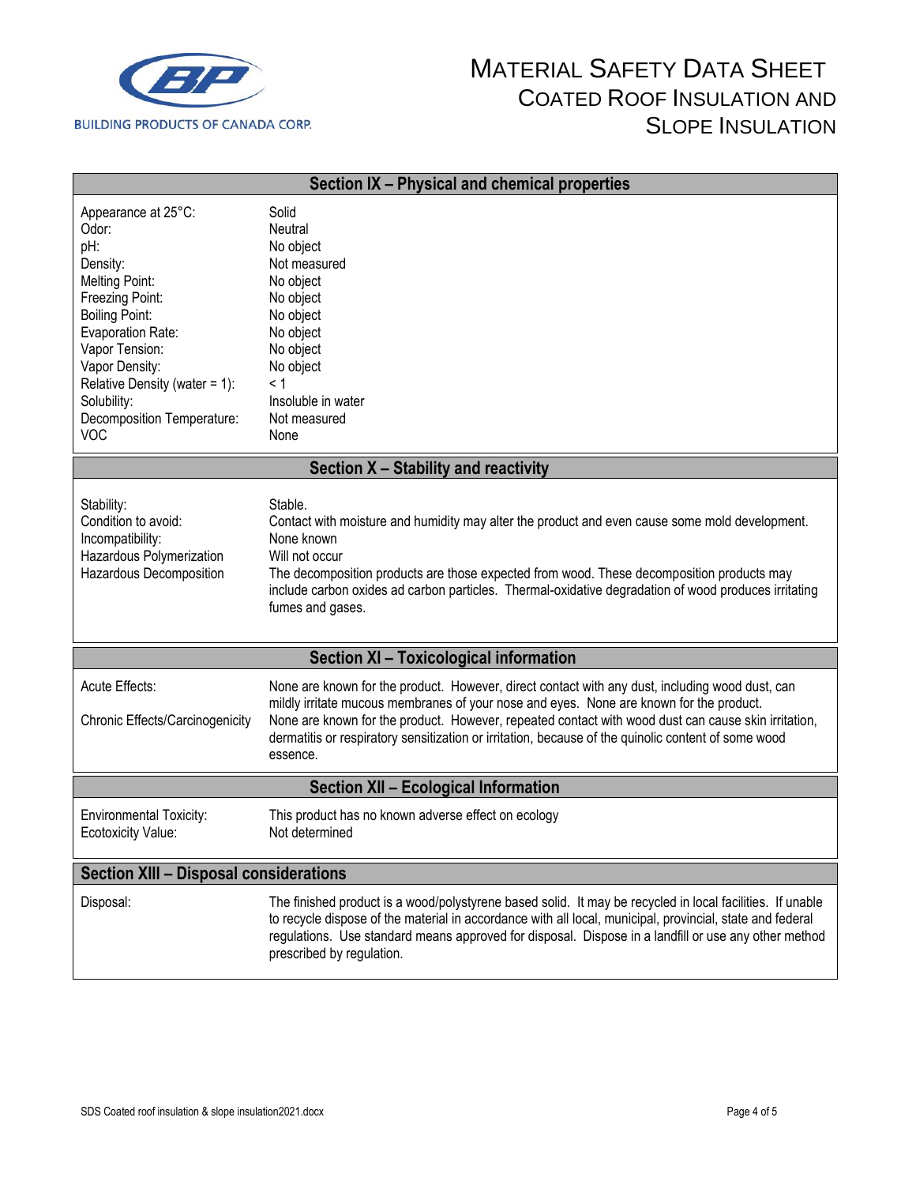## Section IX – Physical and chemical properties

| | |
|---|---|
| Appearance at 25°C: | Solid |
| Odor: | Neutral |
| pH: | No object |
| Density: | Not measured |
| Melting Point: | No object |
| Freezing Point: | No object |
| Boiling Point: | No object |
| Evaporation Rate: | No object |
| Vapor Tension: | No object |
| Vapor Density: | No object |
| Relative Density (water = 1): | < 1 |
| Solubility: | Insoluble in water |
| Decomposition Temperature: | Not measured |
| VOC | None |

## Section X – Stability and reactivity

| | |
|---|---|
| Stability: | Stable. |
| Condition to avoid: | Contact with moisture and humidity may alter the product and even cause some mold development. |
| Incompatibility: | None known |
| Hazardous Polymerization | Will not occur |
| Hazardous Decomposition | The decomposition products are those expected from wood. These decomposition products may include carbon oxides ad carbon particles. Thermal-oxidative degradation of wood produces irritating fumes and gases. |

## Section XI – Toxicological information

| | |
|---|---|
| Acute Effects: | None are known for the product. However, direct contact with any dust, including wood dust, can mildly irritate mucous membranes of your nose and eyes. None are known for the product. |
| Chronic Effects/Carcinogenicity | None are known for the product. However, repeated contact with wood dust can cause skin irritation, dermatitis or respiratory sensitization or irritation, because of the quinolic content of some wood essence. |

## Section XII – Ecological Information

| | |
|---|---|
| Environmental Toxicity: | This product has no known adverse effect on ecology |
| Ecotoxicity Value: | Not determined |

## Section XIII – Disposal considerations

| | |
|---|---|
| Disposal: | The finished product is a wood/polystyrene based solid. It may be recycled in local facilities. If unable to recycle dispose of the material in accordance with all local, municipal, provincial, state and federal regulations. Use standard means approved for disposal. Dispose in a landfill or use any other method prescribed by regulation. |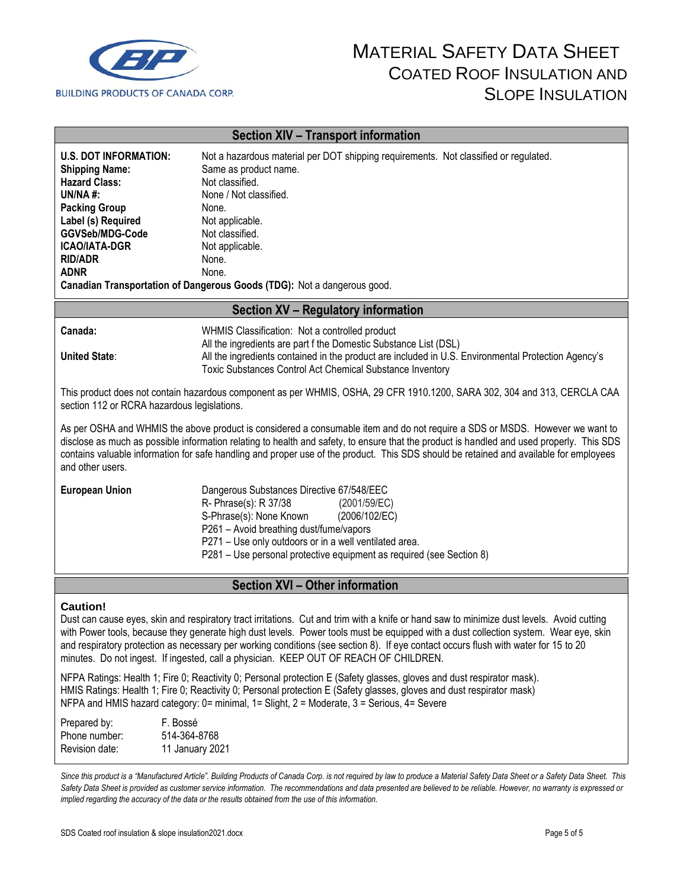# MATERIAL SAFETY DATA SHEET
## COATED ROOF INSULATION AND SLOPE INSULATION

BUILDING PRODUCTS OF CANADA CORP.

## Section XIV – Transport information

| | |
|---|---|
| **U.S. DOT INFORMATION:** | Not a hazardous material per DOT shipping requirements. Not classified or regulated. |
| **Shipping Name:** | Same as product name. |
| **Hazard Class:** | Not classified. |
| **UN/NA #:** | None / Not classified. |
| **Packing Group** | None. |
| **Label (s) Required** | Not applicable. |
| **GGVSeb/MDG-Code** | Not classified. |
| **ICAO/IATA-DGR** | Not applicable. |
| **RID/ADR** | None. |
| **ADNR** | None. |

**Canadian Transportation of Dangerous Goods (TDG):** Not a dangerous good.

## Section XV – Regulatory information

| | |
|---|---|
| **Canada:** | WHMIS Classification: Not a controlled product<br>All the ingredients are part f the Domestic Substance List (DSL) |
| **United State**: | All the ingredients contained in the product are included in U.S. Environmental Protection Agency's Toxic Substances Control Act Chemical Substance Inventory |

This product does not contain hazardous component as per WHMIS, OSHA, 29 CFR 1910.1200, SARA 302, 304 and 313, CERCLA CAA section 112 or RCRA hazardous legislations.

As per OSHA and WHMIS the above product is considered a consumable item and do not require a SDS or MSDS. However we want to disclose as much as possible information relating to health and safety, to ensure that the product is handled and used properly. This SDS contains valuable information for safe handling and proper use of the product. This SDS should be retained and available for employees and other users.

**European Union**

Dangerous Substances Directive 67/548/EEC
R- Phrase(s): R 37/38 (2001/59/EC)
S-Phrase(s): None Known (2006/102/EC)
P261 – Avoid breathing dust/fume/vapors
P271 – Use only outdoors or in a well ventilated area.
P281 – Use personal protective equipment as required (see Section 8)

## Section XVI – Other information

**Caution!**

Dust can cause eyes, skin and respiratory tract irritations. Cut and trim with a knife or hand saw to minimize dust levels. Avoid cutting with Power tools, because they generate high dust levels. Power tools must be equipped with a dust collection system. Wear eye, skin and respiratory protection as necessary per working conditions (see section 8). If eye contact occurs flush with water for 15 to 20 minutes. Do not ingest. If ingested, call a physician. KEEP OUT OF REACH OF CHILDREN.

NFPA Ratings: Health 1; Fire 0; Reactivity 0; Personal protection E (Safety glasses, gloves and dust respirator mask).
HMIS Ratings: Health 1; Fire 0; Reactivity 0; Personal protection E (Safety glasses, gloves and dust respirator mask)
NFPA and HMIS hazard category: 0= minimal, 1= Slight, 2 = Moderate, 3 = Serious, 4= Severe

| | |
|---|---|
| Prepared by: | F. Bossé |
| Phone number: | 514-364-8768 |
| Revision date: | 11 January 2021 |

*Since this product is a "Manufactured Article". Building Products of Canada Corp. is not required by law to produce a Material Safety Data Sheet or a Safety Data Sheet. This Safety Data Sheet is provided as customer service information. The recommendations and data presented are believed to be reliable. However, no warranty is expressed or implied regarding the accuracy of the data or the results obtained from the use of this information.*